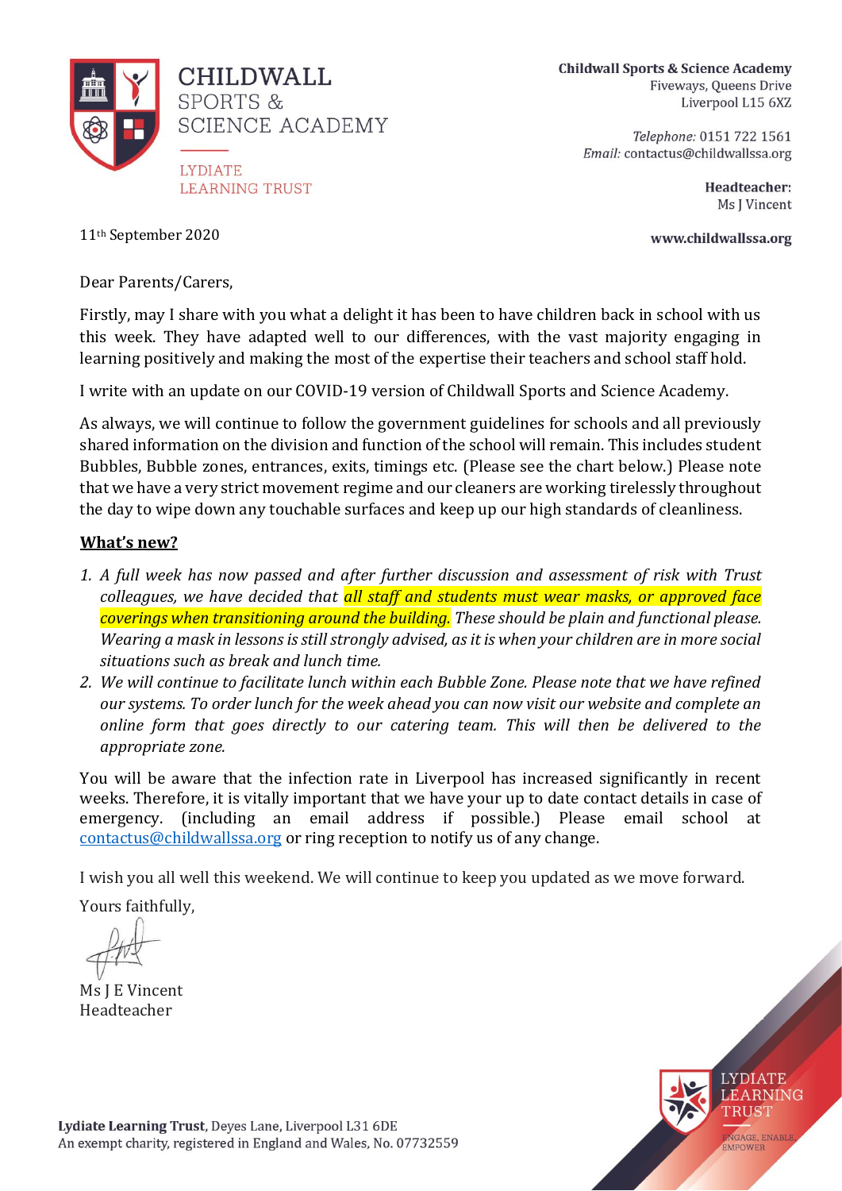**CHILDWALL SPORTS & SCIENCE ACADEMY**

LYDIATE LEARNING TRUST

**Childwall Sports & Science Academy**
Fiveways, Queens Drive
Liverpool L15 6XZ

*Telephone:* 0151 722 1561
*Email:* contactus@childwallssa.org

**Headteacher:**
Ms J Vincent

**www.childwallssa.org**

11th September 2020

Dear Parents/Carers,

Firstly, may I share with you what a delight it has been to have children back in school with us this week. They have adapted well to our differences, with the vast majority engaging in learning positively and making the most of the expertise their teachers and school staff hold.

I write with an update on our COVID-19 version of Childwall Sports and Science Academy.

As always, we will continue to follow the government guidelines for schools and all previously shared information on the division and function of the school will remain. This includes student Bubbles, Bubble zones, entrances, exits, timings etc. (Please see the chart below.) Please note that we have a very strict movement regime and our cleaners are working tirelessly throughout the day to wipe down any touchable surfaces and keep up our high standards of cleanliness.

**What's new?**

1. *A full week has now passed and after further discussion and assessment of risk with Trust colleagues, we have decided that all staff and students must wear masks, or approved face coverings when transitioning around the building. These should be plain and functional please. Wearing a mask in lessons is still strongly advised, as it is when your children are in more social situations such as break and lunch time.*
2. *We will continue to facilitate lunch within each Bubble Zone. Please note that we have refined our systems. To order lunch for the week ahead you can now visit our website and complete an online form that goes directly to our catering team. This will then be delivered to the appropriate zone.*

You will be aware that the infection rate in Liverpool has increased significantly in recent weeks. Therefore, it is vitally important that we have your up to date contact details in case of emergency. (including an email address if possible.) Please email school at contactus@childwallssa.org or ring reception to notify us of any change.

I wish you all well this weekend. We will continue to keep you updated as we move forward.

Yours faithfully,

Ms J E Vincent
Headteacher

**Lydiate Learning Trust**, Deyes Lane, Liverpool L31 6DE
An exempt charity, registered in England and Wales, No. 07732559

LYDIATE LEARNING TRUST
ENGAGE, ENABLE, EMPOWER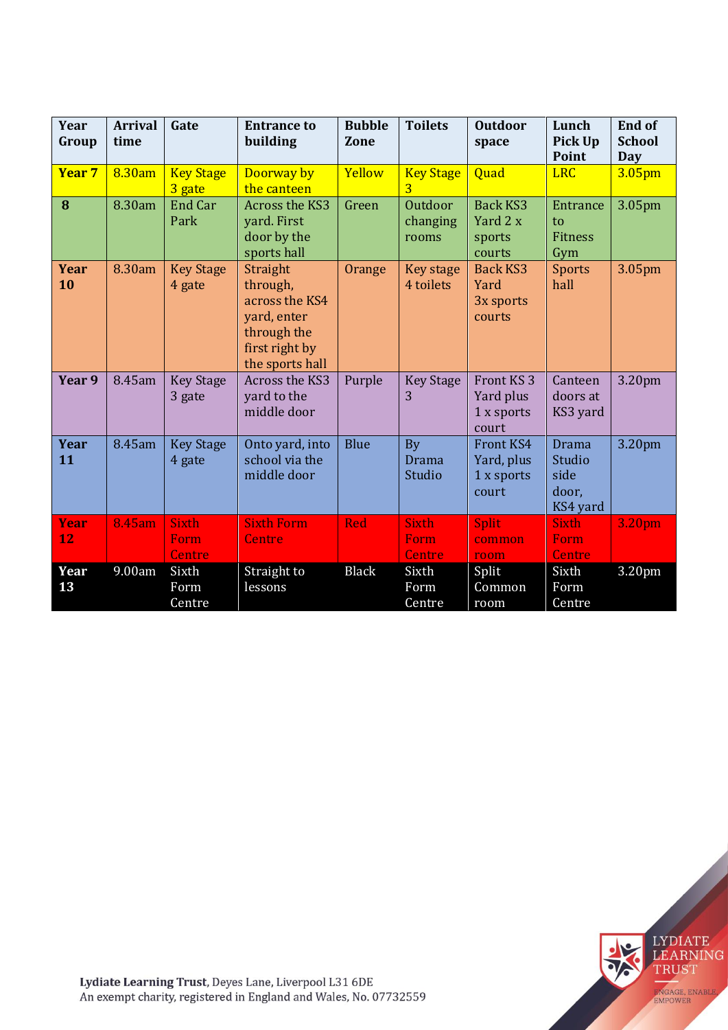| Year Group | Arrival time | Gate | Entrance to building | Bubble Zone | Toilets | Outdoor space | Lunch Pick Up Point | End of School Day |
|---|---|---|---|---|---|---|---|---|
| **Year 7** | 8.30am | Key Stage 3 gate | Doorway by the canteen | Yellow | Key Stage 3 | Quad | LRC | 3.05pm |
| **8** | 8.30am | End Car Park | Across the KS3 yard. First door by the sports hall | Green | Outdoor changing rooms | Back KS3 Yard 2 x sports courts | Entrance to Fitness Gym | 3.05pm |
| **Year 10** | 8.30am | Key Stage 4 gate | Straight through, across the KS4 yard, enter through the first right by the sports hall | Orange | Key stage 4 toilets | Back KS3 Yard 3x sports courts | Sports hall | 3.05pm |
| **Year 9** | 8.45am | Key Stage 3 gate | Across the KS3 yard to the middle door | Purple | Key Stage 3 | Front KS 3 Yard plus 1 x sports court | Canteen doors at KS3 yard | 3.20pm |
| **Year 11** | 8.45am | Key Stage 4 gate | Onto yard, into school via the middle door | Blue | By Drama Studio | Front KS4 Yard, plus 1 x sports court | Drama Studio side door, KS4 yard | 3.20pm |
| **Year 12** | 8.45am | Sixth Form Centre | Sixth Form Centre | Red | Sixth Form Centre | Split common room | Sixth Form Centre | 3.20pm |
| **Year 13** | 9.00am | Sixth Form Centre | Straight to lessons | Black | Sixth Form Centre | Split Common room | Sixth Form Centre | 3.20pm |

**Lydiate Learning Trust**, Deyes Lane, Liverpool L31 6DE
An exempt charity, registered in England and Wales, No. 07732559

LYDIATE LEARNING TRUST
ENGAGE, ENABLE, EMPOWER